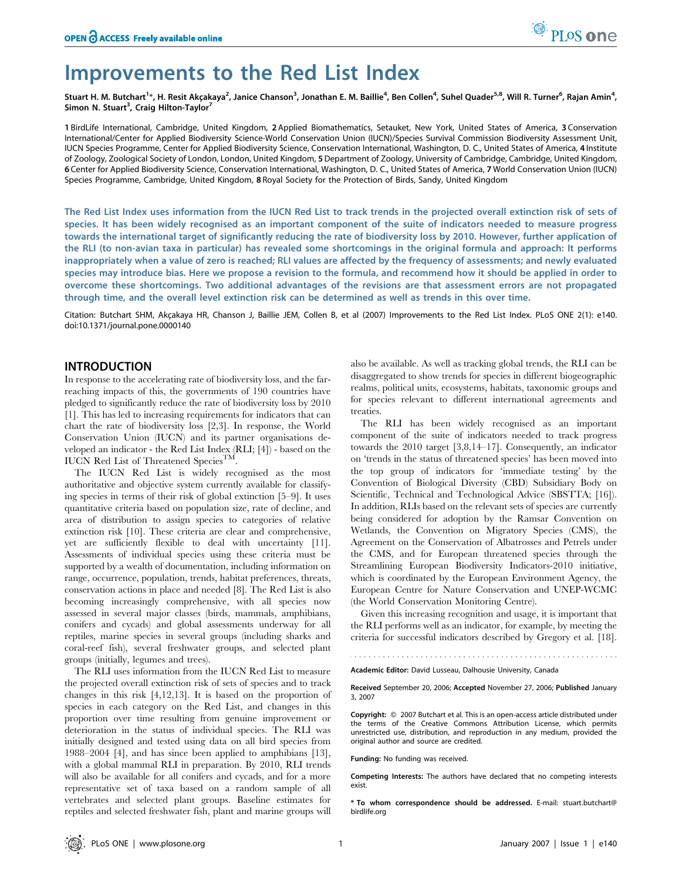# Improvements to the Red List Index

Stuart H. M. Butchart[1]*, H. Resit Akçakaya[2], Janice Chanson[3], Jonathan E. M. Baillie[4], Ben Collen[4], Suhel Quader[5,8], Will R. Turner[6], Rajan Amin[4], Simon N. Stuart[3], Craig Hilton-Taylor[7]

**1** BirdLife International, Cambridge, United Kingdom, **2** Applied Biomathematics, Setauket, New York, United States of America, **3** Conservation International/Center for Applied Biodiversity Science-World Conservation Union (IUCN)/Species Survival Commission Biodiversity Assessment Unit, IUCN Species Programme, Center for Applied Biodiversity Science, Conservation International, Washington, D. C., United States of America, **4** Institute of Zoology, Zoological Society of London, London, United Kingdom, **5** Department of Zoology, University of Cambridge, Cambridge, United Kingdom, **6** Center for Applied Biodiversity Science, Conservation International, Washington, D. C., United States of America, **7** World Conservation Union (IUCN) Species Programme, Cambridge, United Kingdom, **8** Royal Society for the Protection of Birds, Sandy, United Kingdom

**The Red List Index uses information from the IUCN Red List to track trends in the projected overall extinction risk of sets of species. It has been widely recognised as an important component of the suite of indicators needed to measure progress towards the international target of significantly reducing the rate of biodiversity loss by 2010. However, further application of the RLI (to non-avian taxa in particular) has revealed some shortcomings in the original formula and approach: It performs inappropriately when a value of zero is reached; RLI values are affected by the frequency of assessments; and newly evaluated species may introduce bias. Here we propose a revision to the formula, and recommend how it should be applied in order to overcome these shortcomings. Two additional advantages of the revisions are that assessment errors are not propagated through time, and the overall level extinction risk can be determined as well as trends in this over time.**

Citation: Butchart SHM, Akçakaya HR, Chanson J, Baillie JEM, Collen B, et al (2007) Improvements to the Red List Index. PLoS ONE 2(1): e140. doi:10.1371/journal.pone.0000140

## INTRODUCTION

In response to the accelerating rate of biodiversity loss, and the far-reaching impacts of this, the governments of 190 countries have pledged to significantly reduce the rate of biodiversity loss by 2010 [1]. This has led to increasing requirements for indicators that can chart the rate of biodiversity loss [2,3]. In response, the World Conservation Union (IUCN) and its partner organisations developed an indicator - the Red List Index (RLI; [4]) - based on the IUCN Red List of Threatened Species™.

The IUCN Red List is widely recognised as the most authoritative and objective system currently available for classifying species in terms of their risk of global extinction [5–9]. It uses quantitative criteria based on population size, rate of decline, and area of distribution to assign species to categories of relative extinction risk [10]. These criteria are clear and comprehensive, yet are sufficiently flexible to deal with uncertainty [11]. Assessments of individual species using these criteria must be supported by a wealth of documentation, including information on range, occurrence, population, trends, habitat preferences, threats, conservation actions in place and needed [8]. The Red List is also becoming increasingly comprehensive, with all species now assessed in several major classes (birds, mammals, amphibians, conifers and cycads) and global assessments underway for all reptiles, marine species in several groups (including sharks and coral-reef fish), several freshwater groups, and selected plant groups (initially, legumes and trees).

The RLI uses information from the IUCN Red List to measure the projected overall extinction risk of sets of species and to track changes in this risk [4,12,13]. It is based on the proportion of species in each category on the Red List, and changes in this proportion over time resulting from genuine improvement or deterioration in the status of individual species. The RLI was initially designed and tested using data on all bird species from 1988–2004 [4], and has since been applied to amphibians [13], with a global mammal RLI in preparation. By 2010, RLI trends will also be available for all conifers and cycads, and for a more representative set of taxa based on a random sample of all vertebrates and selected plant groups. Baseline estimates for reptiles and selected freshwater fish, plant and marine groups will also be available. As well as tracking global trends, the RLI can be disaggregated to show trends for species in different biogeographic realms, political units, ecosystems, habitats, taxonomic groups and for species relevant to different international agreements and treaties.

The RLI has been widely recognised as an important component of the suite of indicators needed to track progress towards the 2010 target [3,8,14–17]. Consequently, an indicator on 'trends in the status of threatened species' has been moved into the top group of indicators for 'immediate testing' by the Convention of Biological Diversity (CBD) Subsidiary Body on Scientific, Technical and Technological Advice (SBSTTA; [16]). In addition, RLIs based on the relevant sets of species are currently being considered for adoption by the Ramsar Convention on Wetlands, the Convention on Migratory Species (CMS), the Agreement on the Conservation of Albatrosses and Petrels under the CMS, and for European threatened species through the Streamlining European Biodiversity Indicators-2010 initiative, which is coordinated by the European Environment Agency, the European Centre for Nature Conservation and UNEP-WCMC (the World Conservation Monitoring Centre).

Given this increasing recognition and usage, it is important that the RLI performs well as an indicator, for example, by meeting the criteria for successful indicators described by Gregory et al. [18].

---

Academic Editor: David Lusseau, Dalhousie University, Canada

Received September 20, 2006; Accepted November 27, 2006; Published January 3, 2007

Copyright: © 2007 Butchart et al. This is an open-access article distributed under the terms of the Creative Commons Attribution License, which permits unrestricted use, distribution, and reproduction in any medium, provided the original author and source are credited.

Funding: No funding was received.

Competing Interests: The authors have declared that no competing interests exist.

\* To whom correspondence should be addressed. E-mail: stuart.butchart@birdlife.org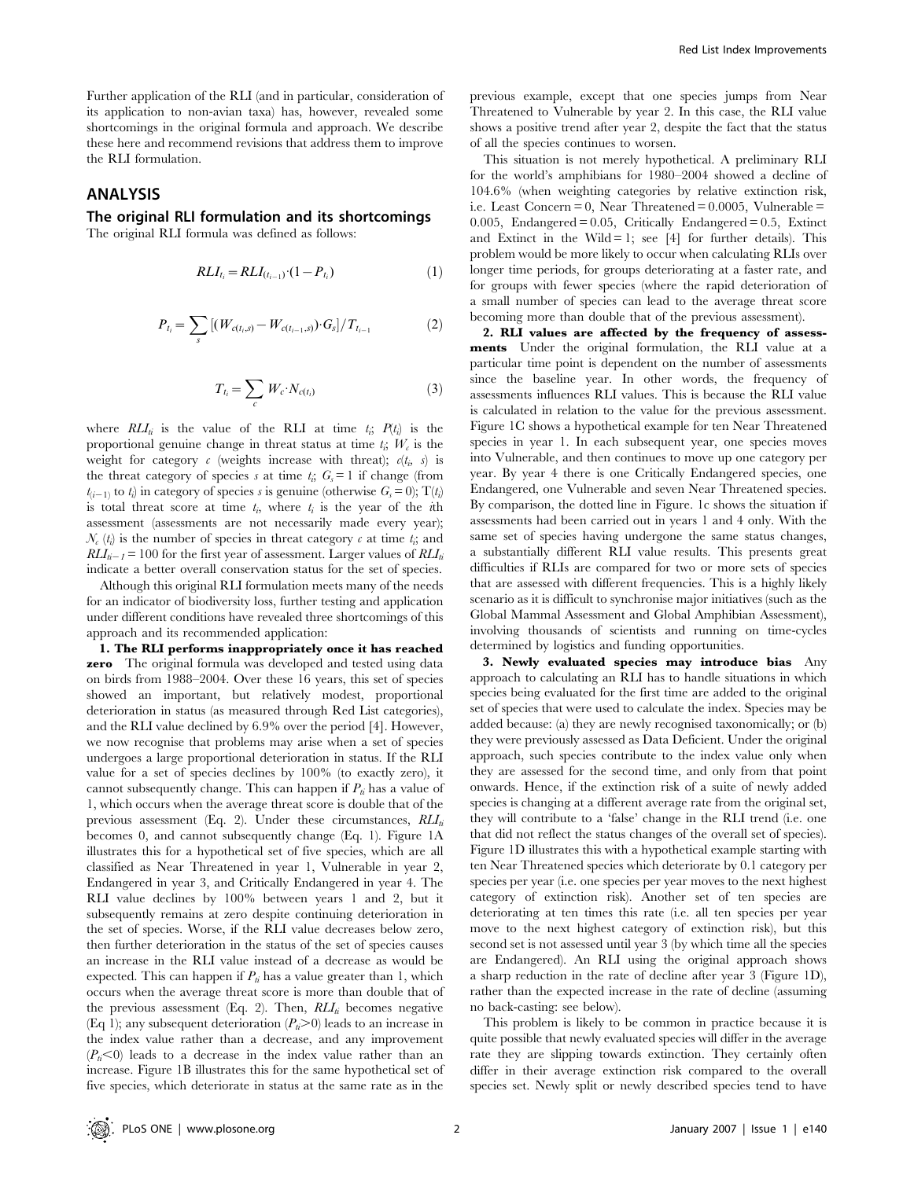Further application of the RLI (and in particular, consideration of its application to non-avian taxa) has, however, revealed some shortcomings in the original formula and approach. We describe these here and recommend revisions that address them to improve the RLI formulation.

## ANALYSIS

### The original RLI formulation and its shortcomings

The original RLI formula was defined as follows:

$$RLI_{t_i} = RLI_{(t_{i-1})} \cdot (1 - P_{t_i}) \tag{1}$$

$$P_{t_i} = \sum_s \left[ (W_{c(t_i,s)} - W_{c(t_{i-1},s)}) \cdot G_s \right] / T_{t_{i-1}} \tag{2}$$

$$T_{t_i} = \sum_c W_c \cdot N_{c(t_i)} \tag{3}$$

where $RLI_{ti}$ is the value of the RLI at time $t_i$; $P(t_i)$ is the proportional genuine change in threat status at time $t_i$; $W_c$ is the weight for category $c$ (weights increase with threat); $c(t_i, s)$ is the threat category of species $s$ at time $t_i$; $G_s = 1$ if change (from $t_{(i-1)}$ to $t_i$) in category of species $s$ is genuine (otherwise $G_s = 0$); $T(t_i)$ is total threat score at time $t_i$, where $t_i$ is the year of the $i$th assessment (assessments are not necessarily made every year); $N_c(t_i)$ is the number of species in threat category $c$ at time $t_i$; and $RLI_{ti-1} = 100$ for the first year of assessment. Larger values of $RLI_{ti}$ indicate a better overall conservation status for the set of species.

Although this original RLI formulation meets many of the needs for an indicator of biodiversity loss, further testing and application under different conditions have revealed three shortcomings of this approach and its recommended application:

**1. The RLI performs inappropriately once it has reached zero** The original formula was developed and tested using data on birds from 1988–2004. Over these 16 years, this set of species showed an important, but relatively modest, proportional deterioration in status (as measured through Red List categories), and the RLI value declined by 6.9% over the period [4]. However, we now recognise that problems may arise when a set of species undergoes a large proportional deterioration in status. If the RLI value for a set of species declines by 100% (to exactly zero), it cannot subsequently change. This can happen if $P_{ti}$ has a value of 1, which occurs when the average threat score is double that of the previous assessment (Eq. 2). Under these circumstances, $RLI_{ti}$ becomes 0, and cannot subsequently change (Eq. 1). Figure 1A illustrates this for a hypothetical set of five species, which are all classified as Near Threatened in year 1, Vulnerable in year 2, Endangered in year 3, and Critically Endangered in year 4. The RLI value declines by 100% between years 1 and 2, but it subsequently remains at zero despite continuing deterioration in the set of species. Worse, if the RLI value decreases below zero, then further deterioration in the status of the set of species causes an increase in the RLI value instead of a decrease as would be expected. This can happen if $P_{ti}$ has a value greater than 1, which occurs when the average threat score is more than double that of the previous assessment (Eq. 2). Then, $RLI_{ti}$ becomes negative (Eq 1); any subsequent deterioration ($P_{ti}>0$) leads to an increase in the index value rather than a decrease, and any improvement ($P_{ti}<0$) leads to a decrease in the index value rather than an increase. Figure 1B illustrates this for the same hypothetical set of five species, which deteriorate in status at the same rate as in the previous example, except that one species jumps from Near Threatened to Vulnerable by year 2. In this case, the RLI value shows a positive trend after year 2, despite the fact that the status of all the species continues to worsen.

This situation is not merely hypothetical. A preliminary RLI for the world's amphibians for 1980–2004 showed a decline of 104.6% (when weighting categories by relative extinction risk, i.e. Least Concern = 0, Near Threatened = 0.0005, Vulnerable = 0.005, Endangered = 0.05, Critically Endangered = 0.5, Extinct and Extinct in the Wild = 1; see [4] for further details). This problem would be more likely to occur when calculating RLIs over longer time periods, for groups deteriorating at a faster rate, and for groups with fewer species (where the rapid deterioration of a small number of species can lead to the average threat score becoming more than double that of the previous assessment).

**2. RLI values are affected by the frequency of assessments** Under the original formulation, the RLI value at a particular time point is dependent on the number of assessments since the baseline year. In other words, the frequency of assessments influences RLI values. This is because the RLI value is calculated in relation to the value for the previous assessment. Figure 1C shows a hypothetical example for ten Near Threatened species in year 1. In each subsequent year, one species moves into Vulnerable, and then continues to move up one category per year. By year 4 there is one Critically Endangered species, one Endangered, one Vulnerable and seven Near Threatened species. By comparison, the dotted line in Figure. 1c shows the situation if assessments had been carried out in years 1 and 4 only. With the same set of species having undergone the same status changes, a substantially different RLI value results. This presents great difficulties if RLIs are compared for two or more sets of species that are assessed with different frequencies. This is a highly likely scenario as it is difficult to synchronise major initiatives (such as the Global Mammal Assessment and Global Amphibian Assessment), involving thousands of scientists and running on time-cycles determined by logistics and funding opportunities.

**3. Newly evaluated species may introduce bias** Any approach to calculating an RLI has to handle situations in which species being evaluated for the first time are added to the original set of species that were used to calculate the index. Species may be added because: (a) they are newly recognised taxonomically; or (b) they were previously assessed as Data Deficient. Under the original approach, such species contribute to the index value only when they are assessed for the second time, and only from that point onwards. Hence, if the extinction risk of a suite of newly added species is changing at a different average rate from the original set, they will contribute to a 'false' change in the RLI trend (i.e. one that did not reflect the status changes of the overall set of species). Figure 1D illustrates this with a hypothetical example starting with ten Near Threatened species which deteriorate by 0.1 category per species per year (i.e. one species per year moves to the next highest category of extinction risk). Another set of ten species are deteriorating at ten times this rate (i.e. all ten species per year move to the next highest category of extinction risk), but this second set is not assessed until year 3 (by which time all the species are Endangered). An RLI using the original approach shows a sharp reduction in the rate of decline after year 3 (Figure 1D), rather than the expected increase in the rate of decline (assuming no back-casting: see below).

This problem is likely to be common in practice because it is quite possible that newly evaluated species will differ in the average rate they are slipping towards extinction. They certainly often differ in their average extinction risk compared to the overall species set. Newly split or newly described species tend to have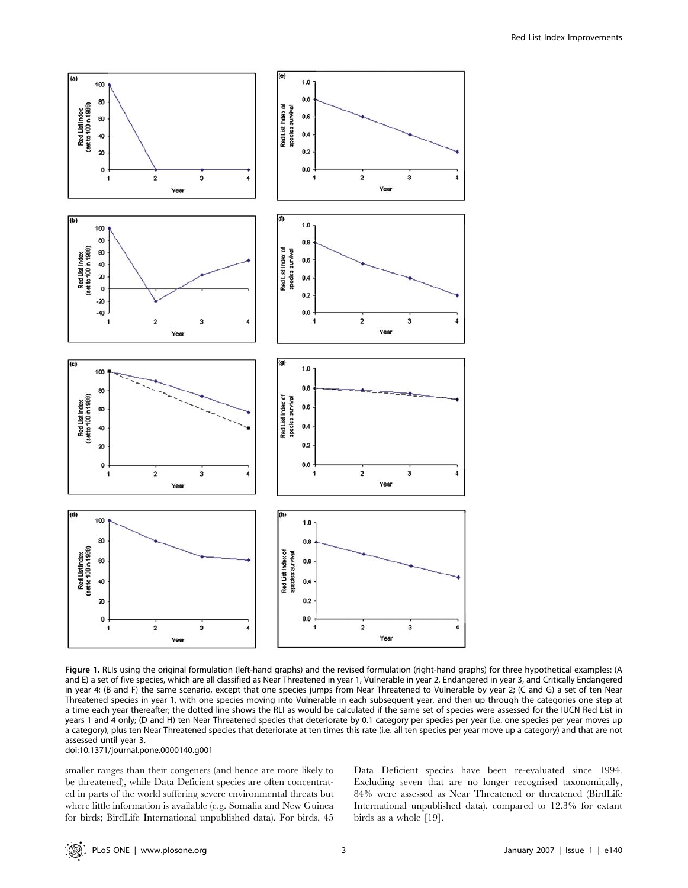**Figure 1.** RLIs using the original formulation (left-hand graphs) and the revised formulation (right-hand graphs) for three hypothetical examples: (A and E) a set of five species, which are all classified as Near Threatened in year 1, Vulnerable in year 2, Endangered in year 3, and Critically Endangered in year 4; (B and F) the same scenario, except that one species jumps from Near Threatened to Vulnerable by year 2; (C and G) a set of ten Near Threatened species in year 1, with one species moving into Vulnerable in each subsequent year, and then up through the categories one step at a time each year thereafter; the dotted line shows the RLI as would be calculated if the same set of species were assessed for the IUCN Red List in years 1 and 4 only; (D and H) ten Near Threatened species that deteriorate by 0.1 category per species per year (i.e. one species per year moves up a category), plus ten Near Threatened species that deteriorate at ten times this rate (i.e. all ten species per year move up a category) and that are not assessed until year 3.
doi:10.1371/journal.pone.0000140.g001

smaller ranges than their congeners (and hence are more likely to be threatened), while Data Deficient species are often concentrated in parts of the world suffering severe environmental threats but where little information is available (e.g. Somalia and New Guinea for birds; BirdLife International unpublished data). For birds, 45 Data Deficient species have been re-evaluated since 1994. Excluding seven that are no longer recognised taxonomically, 84% were assessed as Near Threatened or threatened (BirdLife International unpublished data), compared to 12.3% for extant birds as a whole [19].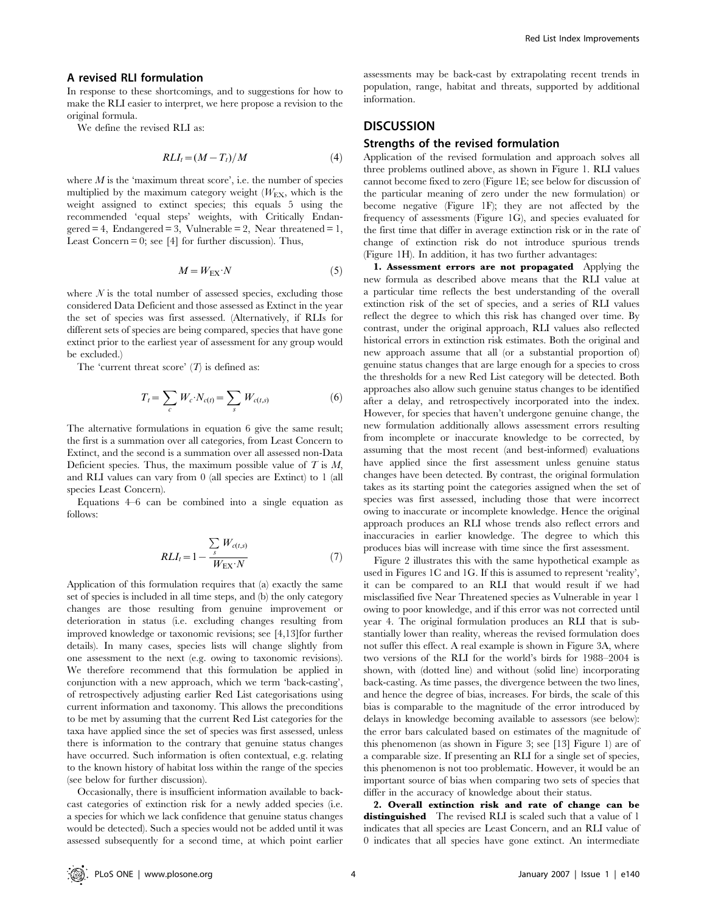### A revised RLI formulation

In response to these shortcomings, and to suggestions for how to make the RLI easier to interpret, we here propose a revision to the original formula.

We define the revised RLI as:

$$RLI_t = (M - T_t)/M \tag{4}$$

where $M$ is the 'maximum threat score', i.e. the number of species multiplied by the maximum category weight ($W_{EX}$, which is the weight assigned to extinct species; this equals 5 using the recommended 'equal steps' weights, with Critically Endangered = 4, Endangered = 3, Vulnerable = 2, Near threatened = 1, Least Concern = 0; see [4] for further discussion). Thus,

$$M = W_{EX} \cdot N \tag{5}$$

where $N$ is the total number of assessed species, excluding those considered Data Deficient and those assessed as Extinct in the year the set of species was first assessed. (Alternatively, if RLIs for different sets of species are being compared, species that have gone extinct prior to the earliest year of assessment for any group would be excluded.)

The 'current threat score' ($T$) is defined as:

$$T_t = \sum_c W_c \cdot N_{c(t)} = \sum_s W_{c(t,s)} \tag{6}$$

The alternative formulations in equation 6 give the same result; the first is a summation over all categories, from Least Concern to Extinct, and the second is a summation over all assessed non-Data Deficient species. Thus, the maximum possible value of $T$ is $M$, and RLI values can vary from 0 (all species are Extinct) to 1 (all species Least Concern).

Equations 4–6 can be combined into a single equation as follows:

$$RLI_t = 1 - \frac{\sum_s W_{c(t,s)}}{W_{EX} \cdot N} \tag{7}$$

Application of this formulation requires that (a) exactly the same set of species is included in all time steps, and (b) the only category changes are those resulting from genuine improvement or deterioration in status (i.e. excluding changes resulting from improved knowledge or taxonomic revisions; see [4,13]for further details). In many cases, species lists will change slightly from one assessment to the next (e.g. owing to taxonomic revisions). We therefore recommend that this formulation be applied in conjunction with a new approach, which we term 'back-casting', of retrospectively adjusting earlier Red List categorisations using current information and taxonomy. This allows the preconditions to be met by assuming that the current Red List categories for the taxa have applied since the set of species was first assessed, unless there is information to the contrary that genuine status changes have occurred. Such information is often contextual, e.g. relating to the known history of habitat loss within the range of the species (see below for further discussion).

Occasionally, there is insufficient information available to back-cast categories of extinction risk for a newly added species (i.e. a species for which we lack confidence that genuine status changes would be detected). Such a species would not be added until it was assessed subsequently for a second time, at which point earlier assessments may be back-cast by extrapolating recent trends in population, range, habitat and threats, supported by additional information.

## DISCUSSION

### Strengths of the revised formulation

Application of the revised formulation and approach solves all three problems outlined above, as shown in Figure 1. RLI values cannot become fixed to zero (Figure 1E; see below for discussion of the particular meaning of zero under the new formulation) or become negative (Figure 1F); they are not affected by the frequency of assessments (Figure 1G), and species evaluated for the first time that differ in average extinction risk or in the rate of change of extinction risk do not introduce spurious trends (Figure 1H). In addition, it has two further advantages:

**1. Assessment errors are not propagated** Applying the new formula as described above means that the RLI value at a particular time reflects the best understanding of the overall extinction risk of the set of species, and a series of RLI values reflect the degree to which this risk has changed over time. By contrast, under the original approach, RLI values also reflected historical errors in extinction risk estimates. Both the original and new approach assume that all (or a substantial proportion of) genuine status changes that are large enough for a species to cross the thresholds for a new Red List category will be detected. Both approaches also allow such genuine status changes to be identified after a delay, and retrospectively incorporated into the index. However, for species that haven't undergone genuine change, the new formulation additionally allows assessment errors resulting from incomplete or inaccurate knowledge to be corrected, by assuming that the most recent (and best-informed) evaluations have applied since the first assessment unless genuine status changes have been detected. By contrast, the original formulation takes as its starting point the categories assigned when the set of species was first assessed, including those that were incorrect owing to inaccurate or incomplete knowledge. Hence the original approach produces an RLI whose trends also reflect errors and inaccuracies in earlier knowledge. The degree to which this produces bias will increase with time since the first assessment.

Figure 2 illustrates this with the same hypothetical example as used in Figures 1C and 1G. If this is assumed to represent 'reality', it can be compared to an RLI that would result if we had misclassified five Near Threatened species as Vulnerable in year 1 owing to poor knowledge, and if this error was not corrected until year 4. The original formulation produces an RLI that is substantially lower than reality, whereas the revised formulation does not suffer this effect. A real example is shown in Figure 3A, where two versions of the RLI for the world's birds for 1988–2004 is shown, with (dotted line) and without (solid line) incorporating back-casting. As time passes, the divergence between the two lines, and hence the degree of bias, increases. For birds, the scale of this bias is comparable to the magnitude of the error introduced by delays in knowledge becoming available to assessors (see below): the error bars calculated based on estimates of the magnitude of this phenomenon (as shown in Figure 3; see [13] Figure 1) are of a comparable size. If presenting an RLI for a single set of species, this phenomenon is not too problematic. However, it would be an important source of bias when comparing two sets of species that differ in the accuracy of knowledge about their status.

**2. Overall extinction risk and rate of change can be distinguished** The revised RLI is scaled such that a value of 1 indicates that all species are Least Concern, and an RLI value of 0 indicates that all species have gone extinct. An intermediate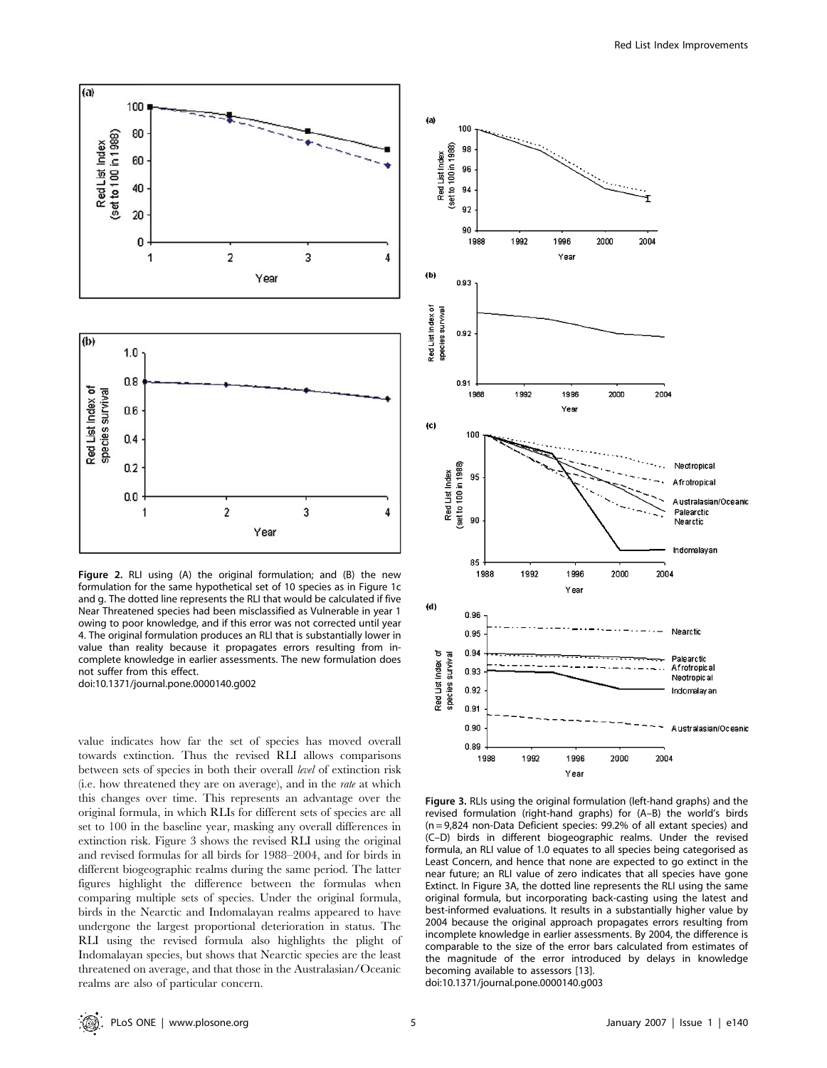**Figure 2.** RLI using (A) the original formulation; and (B) the new formulation for the same hypothetical set of 10 species as in Figure 1c and g. The dotted line represents the RLI that would be calculated if five Near Threatened species had been misclassified as Vulnerable in year 1 owing to poor knowledge, and if this error was not corrected until year 4. The original formulation produces an RLI that is substantially lower in value than reality because it propagates errors resulting from incomplete knowledge in earlier assessments. The new formulation does not suffer from this effect.
doi:10.1371/journal.pone.0000140.g002

value indicates how far the set of species has moved overall towards extinction. Thus the revised RLI allows comparisons between sets of species in both their overall *level* of extinction risk (i.e. how threatened they are on average), and in the *rate* at which this changes over time. This represents an advantage over the original formula, in which RLIs for different sets of species are all set to 100 in the baseline year, masking any overall differences in extinction risk. Figure 3 shows the revised RLI using the original and revised formulas for all birds for 1988–2004, and for birds in different biogeographic realms during the same period. The latter figures highlight the difference between the formulas when comparing multiple sets of species. Under the original formula, birds in the Nearctic and Indomalayan realms appeared to have undergone the largest proportional deterioration in status. The RLI using the revised formula also highlights the plight of Indomalayan species, but shows that Nearctic species are the least threatened on average, and that those in the Australasian/Oceanic realms are also of particular concern.

**Figure 3.** RLIs using the original formulation (left-hand graphs) and the revised formulation (right-hand graphs) for (A–B) the world's birds (n = 9,824 non-Data Deficient species: 99.2% of all extant species) and (C–D) birds in different biogeographic realms. Under the revised formula, an RLI value of 1.0 equates to all species being categorised as Least Concern, and hence that none are expected to go extinct in the near future; an RLI value of zero indicates that all species have gone Extinct. In Figure 3A, the dotted line represents the RLI using the same original formula, but incorporating back-casting using the latest and best-informed evaluations. It results in a substantially higher value by 2004 because the original approach propagates errors resulting from incomplete knowledge in earlier assessments. By 2004, the difference is comparable to the size of the error bars calculated from estimates of the magnitude of the error introduced by delays in knowledge becoming available to assessors [13].
doi:10.1371/journal.pone.0000140.g003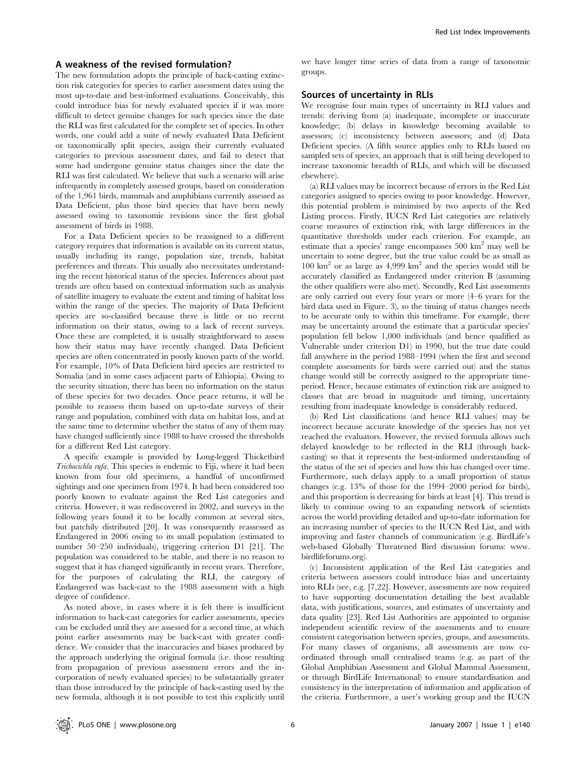## A weakness of the revised formulation?

The new formulation adopts the principle of back-casting extinction risk categories for species to earlier assessment dates using the most up-to-date and best-informed evaluations. Conceivably, this could introduce bias for newly evaluated species if it was more difficult to detect genuine changes for such species since the date the RLI was first calculated for the complete set of species. In other words, one could add a suite of newly evaluated Data Deficient or taxonomically split species, assign their currently evaluated categories to previous assessment dates, and fail to detect that some had undergone genuine status changes since the date the RLI was first calculated. We believe that such a scenario will arise infrequently in completely assessed groups, based on consideration of the 1,961 birds, mammals and amphibians currently assessed as Data Deficient, plus those bird species that have been newly assessed owing to taxonomic revisions since the first global assessment of birds in 1988.

For a Data Deficient species to be reassigned to a different category requires that information is available on its current status, usually including its range, population size, trends, habitat preferences and threats. This usually also necessitates understanding the recent historical status of the species. Inferences about past trends are often based on contextual information such as analysis of satellite imagery to evaluate the extent and timing of habitat loss within the range of the species. The majority of Data Deficient species are so-classified because there is little or no recent information on their status, owing to a lack of recent surveys. Once these are completed, it is usually straightforward to assess how their status may have recently changed. Data Deficient species are often concentrated in poorly known parts of the world. For example, 10% of Data Deficient bird species are restricted to Somalia (and in some cases adjacent parts of Ethiopia). Owing to the security situation, there has been no information on the status of these species for two decades. Once peace returns, it will be possible to reassess them based on up-to-date surveys of their range and population, combined with data on habitat loss, and at the same time to determine whether the status of any of them may have changed sufficiently since 1988 to have crossed the thresholds for a different Red List category.

A specific example is provided by Long-legged Thicketbird *Trichocichla rufa*. This species is endemic to Fiji, where it had been known from four old specimens, a handful of unconfirmed sightings and one specimen from 1974. It had been considered too poorly known to evaluate against the Red List categories and criteria. However, it was rediscovered in 2002, and surveys in the following years found it to be locally common at several sites, but patchily distributed [20]. It was consequently reassessed as Endangered in 2006 owing to its small population (estimated to number 50–250 individuals), triggering criterion D1 [21]. The population was considered to be stable, and there is no reason to suggest that it has changed significantly in recent years. Therefore, for the purposes of calculating the RLI, the category of Endangered was back-cast to the 1988 assessment with a high degree of confidence.

As noted above, in cases where it is felt there is insufficient information to back-cast categories for earlier assessments, species can be excluded until they are assessed for a second time, at which point earlier assessments may be back-cast with greater confidence. We consider that the inaccuracies and biases produced by the approach underlying the original formula (i.e. those resulting from propagation of previous assessment errors and the incorporation of newly evaluated species) to be substantially greater than those introduced by the principle of back-casting used by the new formula, although it is not possible to test this explicitly until we have longer time series of data from a range of taxonomic groups.

## Sources of uncertainty in RLIs

We recognise four main types of uncertainty in RLI values and trends: deriving from (a) inadequate, incomplete or inaccurate knowledge; (b) delays in knowledge becoming available to assessors; (c) inconsistency between assessors; and (d) Data Deficient species. (A fifth source applies only to RLIs based on sampled sets of species, an approach that is still being developed to increase taxonomic breadth of RLIs, and which will be discussed elsewhere).

(a) RLI values may be incorrect because of errors in the Red List categories assigned to species owing to poor knowledge. However, this potential problem is minimised by two aspects of the Red Listing process. Firstly, IUCN Red List categories are relatively coarse measures of extinction risk, with large differences in the quantitative thresholds under each criterion. For example, an estimate that a species' range encompasses 500 $km^2$ may well be uncertain to some degree, but the true value could be as small as 100 $km^2$ or as large as 4,999 $km^2$ and the species would still be accurately classified as Endangered under criterion B (assuming the other qualifiers were also met). Secondly, Red List assessments are only carried out every four years or more (4–6 years for the bird data used in Figure. 3), so the timing of status changes needs to be accurate only to within this timeframe. For example, there may be uncertainty around the estimate that a particular species' population fell below 1,000 individuals (and hence qualified as Vulnerable under criterion D1) in 1990, but the true date could fall anywhere in the period 1988–1994 (when the first and second complete assessments for birds were carried out) and the status change would still be correctly assigned to the appropriate time-period. Hence, because estimates of extinction risk are assigned to classes that are broad in magnitude and timing, uncertainty resulting from inadequate knowledge is considerably reduced.

(b) Red List classifications (and hence RLI values) may be incorrect because accurate knowledge of the species has not yet reached the evaluators. However, the revised formula allows such delayed knowledge to be reflected in the RLI (through back-casting) so that it represents the best-informed understanding of the status of the set of species and how this has changed over time. Furthermore, such delays apply to a small proportion of status changes (e.g. 13% of those for the 1994–2000 period for birds), and this proportion is decreasing for birds at least [4]. This trend is likely to continue owing to an expanding network of scientists across the world providing detailed and up-to-date information for an increasing number of species to the IUCN Red List, and with improving and faster channels of communication (e.g. BirdLife's web-based Globally Threatened Bird discussion forums: www.birdlifeforums.org).

(c) Inconsistent application of the Red List categories and criteria between assessors could introduce bias and uncertainty into RLIs (see, e.g. [7,22]. However, assessments are now required to have supporting documentation detailing the best available data, with justifications, sources, and estimates of uncertainty and data quality [23]. Red List Authorities are appointed to organise independent scientific review of the assessments and to ensure consistent categorisation between species, groups, and assessments. For many classes of organisms, all assessments are now co-ordinated through small centralised teams (e.g. as part of the Global Amphibian Assessment and Global Mammal Assessment, or through BirdLife International) to ensure standardisation and consistency in the interpretation of information and application of the criteria. Furthermore, a user's working group and the IUCN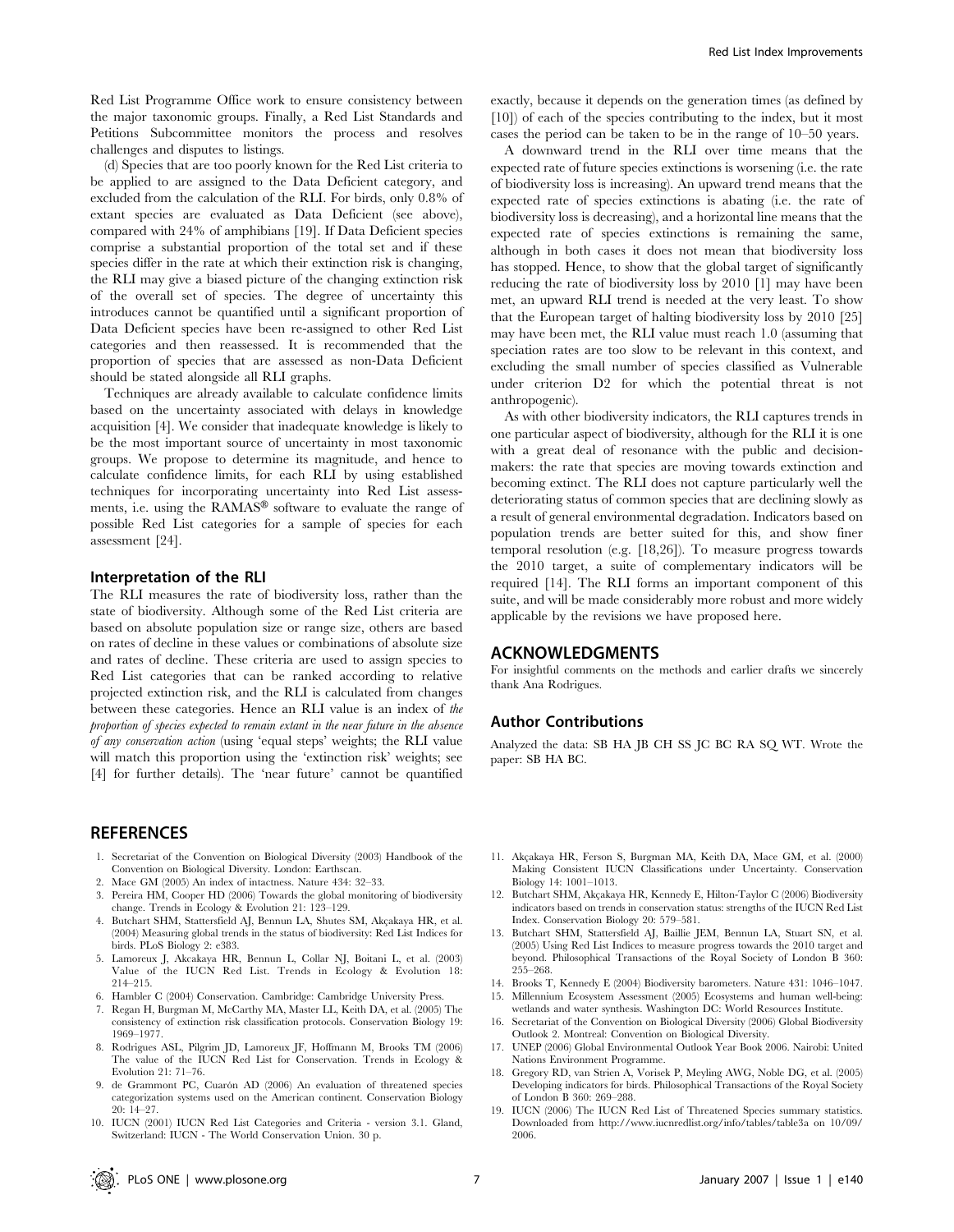Red List Programme Office work to ensure consistency between the major taxonomic groups. Finally, a Red List Standards and Petitions Subcommittee monitors the process and resolves challenges and disputes to listings.

(d) Species that are too poorly known for the Red List criteria to be applied to are assigned to the Data Deficient category, and excluded from the calculation of the RLI. For birds, only 0.8% of extant species are evaluated as Data Deficient (see above), compared with 24% of amphibians [19]. If Data Deficient species comprise a substantial proportion of the total set and if these species differ in the rate at which their extinction risk is changing, the RLI may give a biased picture of the changing extinction risk of the overall set of species. The degree of uncertainty this introduces cannot be quantified until a significant proportion of Data Deficient species have been re-assigned to other Red List categories and then reassessed. It is recommended that the proportion of species that are assessed as non-Data Deficient should be stated alongside all RLI graphs.

Techniques are already available to calculate confidence limits based on the uncertainty associated with delays in knowledge acquisition [4]. We consider that inadequate knowledge is likely to be the most important source of uncertainty in most taxonomic groups. We propose to determine its magnitude, and hence to calculate confidence limits, for each RLI by using established techniques for incorporating uncertainty into Red List assessments, i.e. using the RAMAS® software to evaluate the range of possible Red List categories for a sample of species for each assessment [24].

## Interpretation of the RLI

The RLI measures the rate of biodiversity loss, rather than the state of biodiversity. Although some of the Red List criteria are based on absolute population size or range size, others are based on rates of decline in these values or combinations of absolute size and rates of decline. These criteria are used to assign species to Red List categories that can be ranked according to relative projected extinction risk, and the RLI is calculated from changes between these categories. Hence an RLI value is an index of *the proportion of species expected to remain extant in the near future in the absence of any conservation action* (using 'equal steps' weights; the RLI value will match this proportion using the 'extinction risk' weights; see [4] for further details). The 'near future' cannot be quantified exactly, because it depends on the generation times (as defined by [10]) of each of the species contributing to the index, but it most cases the period can be taken to be in the range of 10–50 years.

A downward trend in the RLI over time means that the expected rate of future species extinctions is worsening (i.e. the rate of biodiversity loss is increasing). An upward trend means that the expected rate of species extinctions is abating (i.e. the rate of biodiversity loss is decreasing), and a horizontal line means that the expected rate of species extinctions is remaining the same, although in both cases it does not mean that biodiversity loss has stopped. Hence, to show that the global target of significantly reducing the rate of biodiversity loss by 2010 [1] may have been met, an upward RLI trend is needed at the very least. To show that the European target of halting biodiversity loss by 2010 [25] may have been met, the RLI value must reach 1.0 (assuming that speciation rates are too slow to be relevant in this context, and excluding the small number of species classified as Vulnerable under criterion D2 for which the potential threat is not anthropogenic).

As with other biodiversity indicators, the RLI captures trends in one particular aspect of biodiversity, although for the RLI it is one with a great deal of resonance with the public and decision-makers: the rate that species are moving towards extinction and becoming extinct. The RLI does not capture particularly well the deteriorating status of common species that are declining slowly as a result of general environmental degradation. Indicators based on population trends are better suited for this, and show finer temporal resolution (e.g. [18,26]). To measure progress towards the 2010 target, a suite of complementary indicators will be required [14]. The RLI forms an important component of this suite, and will be made considerably more robust and more widely applicable by the revisions we have proposed here.

## ACKNOWLEDGMENTS

For insightful comments on the methods and earlier drafts we sincerely thank Ana Rodrigues.

## Author Contributions

Analyzed the data: SB HA JB CH SS JC BC RA SQ WT. Wrote the paper: SB HA BC.

## REFERENCES

1. Secretariat of the Convention on Biological Diversity (2003) Handbook of the Convention on Biological Diversity. London: Earthscan.
2. Mace GM (2005) An index of intactness. Nature 434: 32–33.
3. Pereira HM, Cooper HD (2006) Towards the global monitoring of biodiversity change. Trends in Ecology & Evolution 21: 123–129.
4. Butchart SHM, Stattersfield AJ, Bennun LA, Shutes SM, Akçakaya HR, et al. (2004) Measuring global trends in the status of biodiversity: Red List Indices for birds. PLoS Biology 2: e383.
5. Lamoreux J, Akcakaya HR, Bennun L, Collar NJ, Boitani L, et al. (2003) Value of the IUCN Red List. Trends in Ecology & Evolution 18: 214–215.
6. Hambler C (2004) Conservation. Cambridge: Cambridge University Press.
7. Regan H, Burgman M, McCarthy MA, Master LL, Keith DA, et al. (2005) The consistency of extinction risk classification protocols. Conservation Biology 19: 1969–1977.
8. Rodrigues ASL, Pilgrim JD, Lamoreux JF, Hoffmann M, Brooks TM (2006) The value of the IUCN Red List for Conservation. Trends in Ecology & Evolution 21: 71–76.
9. de Grammont PC, Cuarón AD (2006) An evaluation of threatened species categorization systems used on the American continent. Conservation Biology 20: 14–27.
10. IUCN (2001) IUCN Red List Categories and Criteria - version 3.1. Gland, Switzerland: IUCN - The World Conservation Union. 30 p.
11. Akçakaya HR, Ferson S, Burgman MA, Keith DA, Mace GM, et al. (2000) Making Consistent IUCN Classifications under Uncertainty. Conservation Biology 14: 1001–1013.
12. Butchart SHM, Akçakaya HR, Kennedy E, Hilton-Taylor C (2006) Biodiversity indicators based on trends in conservation status: strengths of the IUCN Red List Index. Conservation Biology 20: 579–581.
13. Butchart SHM, Stattersfield AJ, Baillie JEM, Bennun LA, Stuart SN, et al. (2005) Using Red List Indices to measure progress towards the 2010 target and beyond. Philosophical Transactions of the Royal Society of London B 360: 255–268.
14. Brooks T, Kennedy E (2004) Biodiversity barometers. Nature 431: 1046–1047.
15. Millennium Ecosystem Assessment (2005) Ecosystems and human well-being: wetlands and water synthesis. Washington DC: World Resources Institute.
16. Secretariat of the Convention on Biological Diversity (2006) Global Biodiversity Outlook 2. Montreal: Convention on Biological Diversity.
17. UNEP (2006) Global Environmental Outlook Year Book 2006. Nairobi: United Nations Environment Programme.
18. Gregory RD, van Strien A, Vorisek P, Meyling AWG, Noble DG, et al. (2005) Developing indicators for birds. Philosophical Transactions of the Royal Society of London B 360: 269–288.
19. IUCN (2006) The IUCN Red List of Threatened Species summary statistics. Downloaded from http://www.iucnredlist.org/info/tables/table3a on 10/09/2006.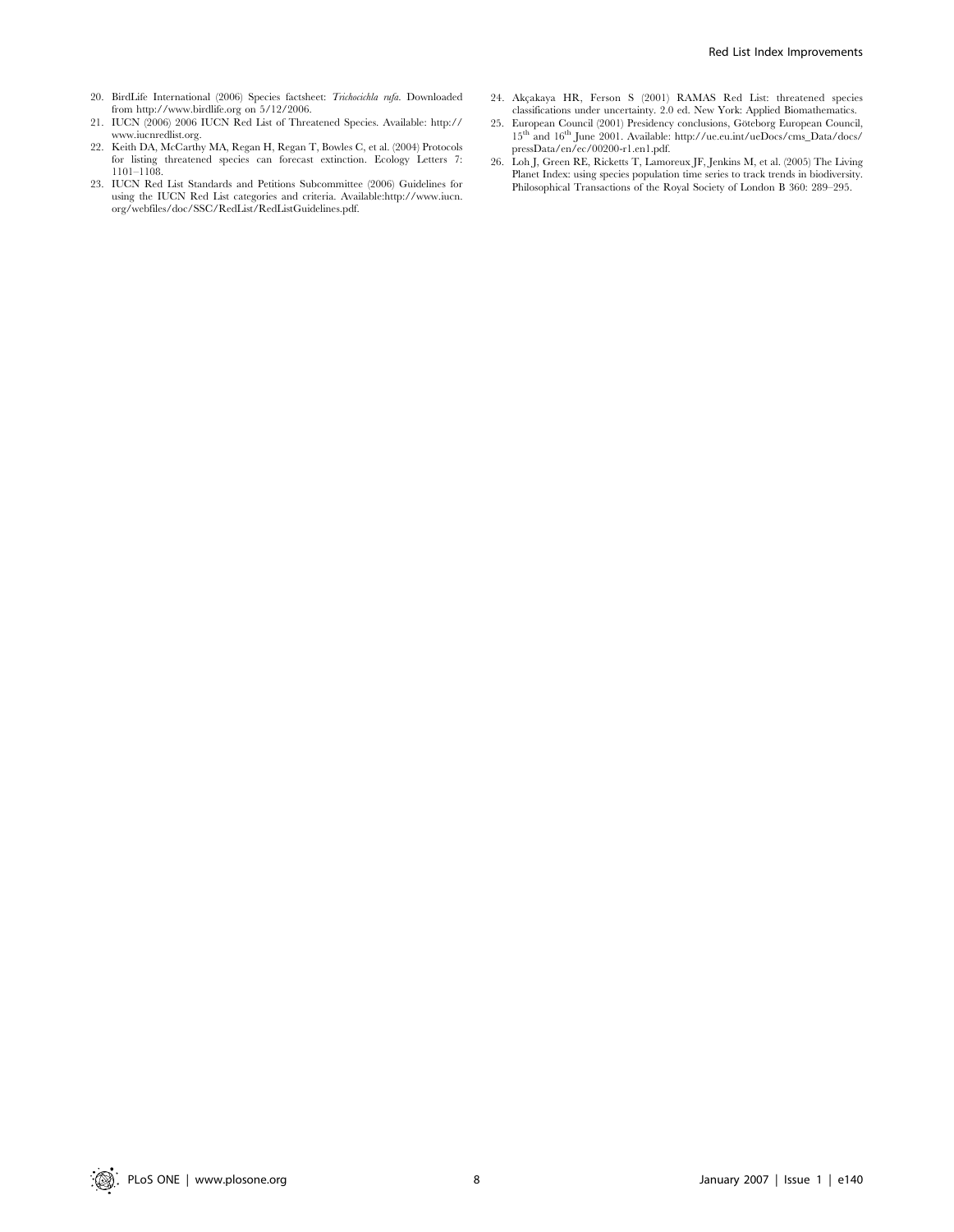20. BirdLife International (2006) Species factsheet: *Trichocichla rufa*. Downloaded from http://www.birdlife.org on 5/12/2006.
21. IUCN (2006) 2006 IUCN Red List of Threatened Species. Available: http://www.iucnredlist.org.
22. Keith DA, McCarthy MA, Regan H, Regan T, Bowles C, et al. (2004) Protocols for listing threatened species can forecast extinction. Ecology Letters 7: 1101–1108.
23. IUCN Red List Standards and Petitions Subcommittee (2006) Guidelines for using the IUCN Red List categories and criteria. Available:http://www.iucn.org/webfiles/doc/SSC/RedList/RedListGuidelines.pdf.
24. Akçakaya HR, Ferson S (2001) RAMAS Red List: threatened species classifications under uncertainty. 2.0 ed. New York: Applied Biomathematics.
25. European Council (2001) Presidency conclusions, Göteborg European Council, 15th and 16th June 2001. Available: http://ue.eu.int/ueDocs/cms_Data/docs/pressData/en/ec/00200-r1.en1.pdf.
26. Loh J, Green RE, Ricketts T, Lamoreux JF, Jenkins M, et al. (2005) The Living Planet Index: using species population time series to track trends in biodiversity. Philosophical Transactions of the Royal Society of London B 360: 289–295.